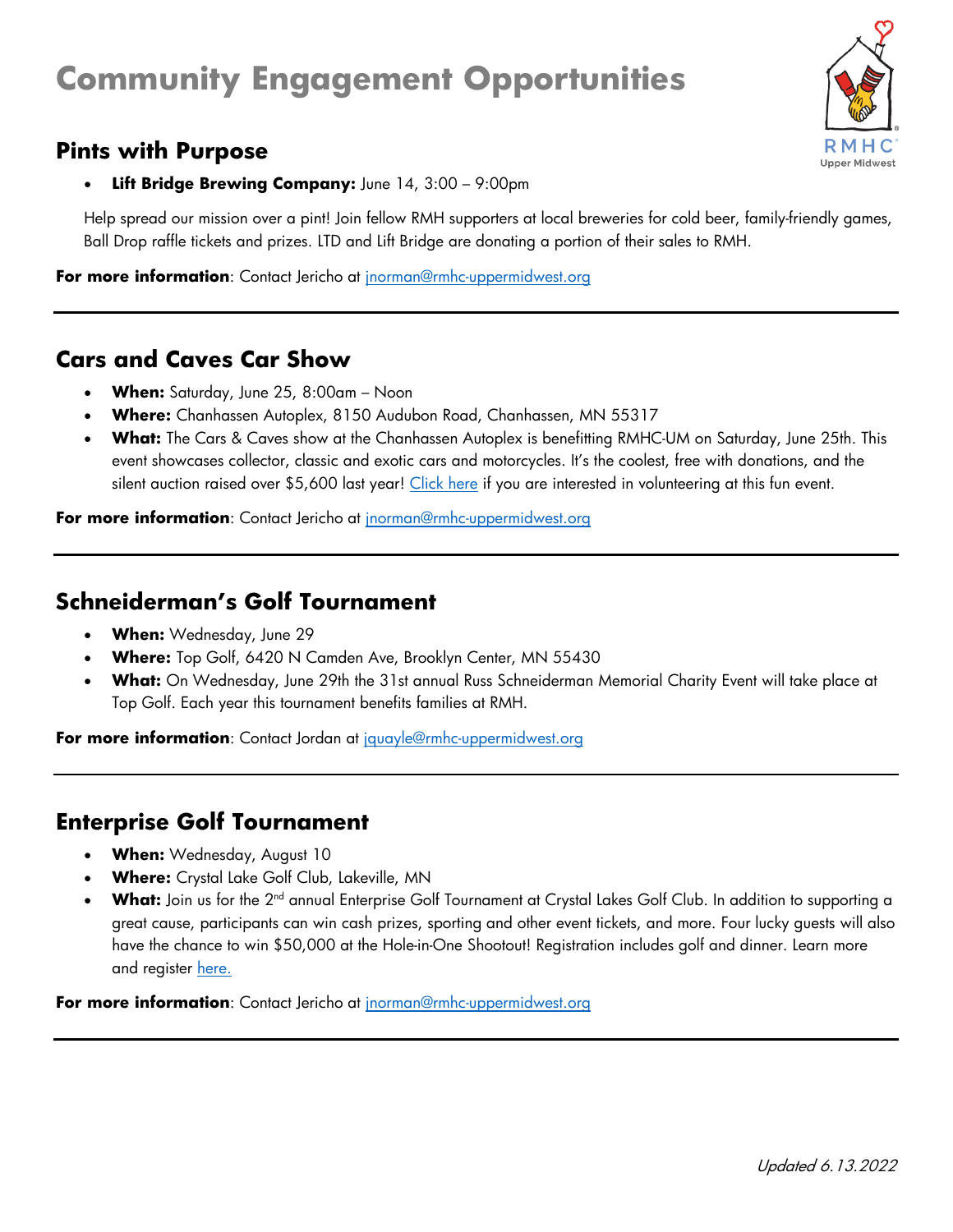# Community Engagement Opportunities

## Pints with Purpose

- **Lift Bridge Brewing Company:** June 14, 3:00 – 9:00pm

Help spread our mission over a pint! Join fellow RMH supporters at local breweries for cold beer, family-friendly games, Ball Drop raffle tickets and prizes. LTD and Lift Bridge are donating a portion of their sales to RMH.

**For more information**: Contact Jericho at jnorman@rmhc-uppermidwest.org

---

## Cars and Caves Car Show

- **When:** Saturday, June 25, 8:00am – Noon
- **Where:** Chanhassen Autoplex, 8150 Audubon Road, Chanhassen, MN 55317
- **What:** The Cars & Caves show at the Chanhassen Autoplex is benefitting RMHC-UM on Saturday, June 25th. This event showcases collector, classic and exotic cars and motorcycles. It's the coolest, free with donations, and the silent auction raised over $5,600 last year! Click here if you are interested in volunteering at this fun event.

**For more information**: Contact Jericho at jnorman@rmhc-uppermidwest.org

---

## Schneiderman's Golf Tournament

- **When:** Wednesday, June 29
- **Where:** Top Golf, 6420 N Camden Ave, Brooklyn Center, MN 55430
- **What:** On Wednesday, June 29th the 31st annual Russ Schneiderman Memorial Charity Event will take place at Top Golf. Each year this tournament benefits families at RMH.

**For more information**: Contact Jordan at jquayle@rmhc-uppermidwest.org

---

## Enterprise Golf Tournament

- **When:** Wednesday, August 10
- **Where:** Crystal Lake Golf Club, Lakeville, MN
- **What:** Join us for the 2nd annual Enterprise Golf Tournament at Crystal Lakes Golf Club. In addition to supporting a great cause, participants can win cash prizes, sporting and other event tickets, and more. Four lucky guests will also have the chance to win $50,000 at the Hole-in-One Shootout! Registration includes golf and dinner. Learn more and register here.

**For more information**: Contact Jericho at jnorman@rmhc-uppermidwest.org

---

*Updated 6.13.2022*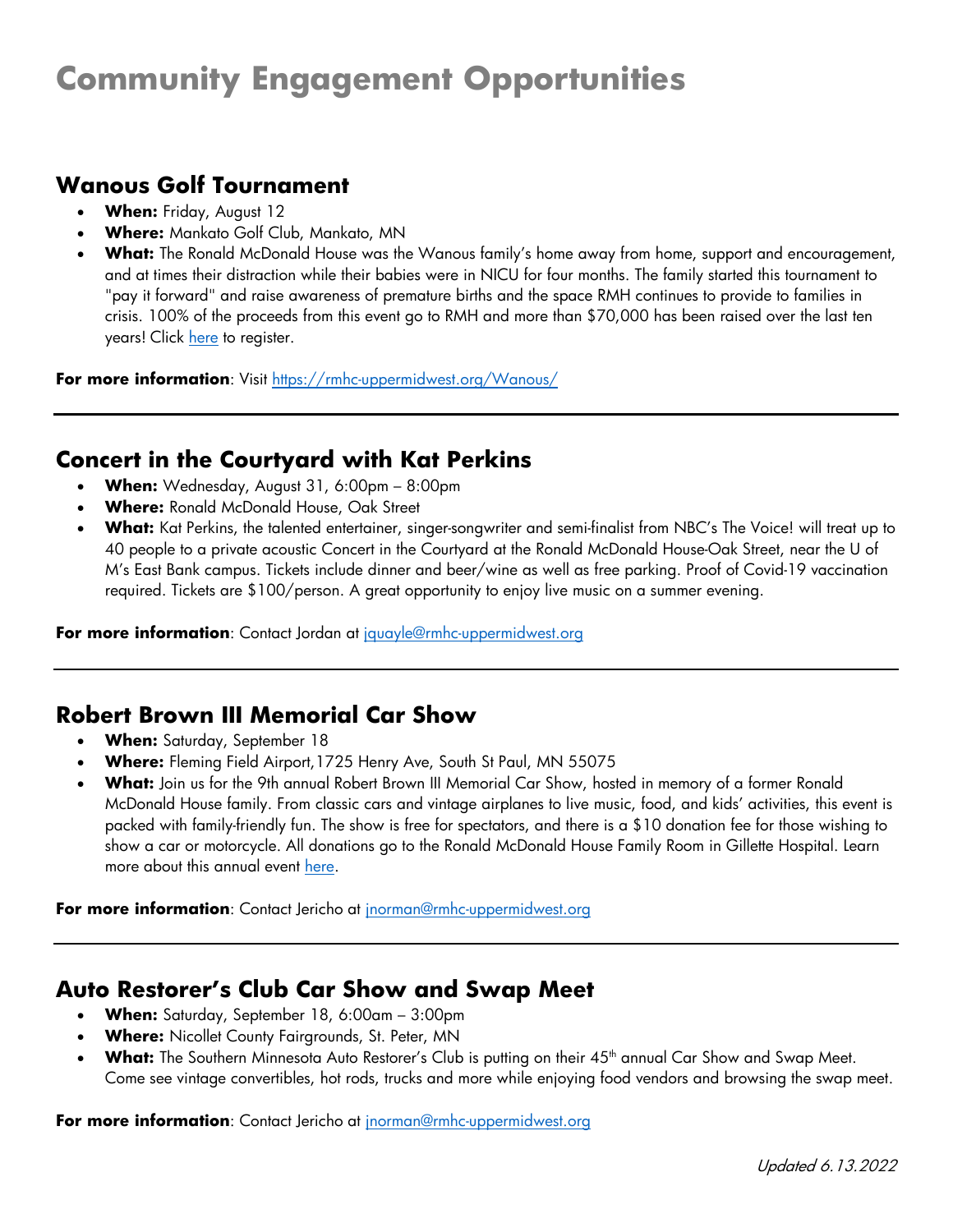# Community Engagement Opportunities

## Wanous Golf Tournament

- **When:** Friday, August 12
- **Where:** Mankato Golf Club, Mankato, MN
- **What:** The Ronald McDonald House was the Wanous family's home away from home, support and encouragement, and at times their distraction while their babies were in NICU for four months. The family started this tournament to "pay it forward" and raise awareness of premature births and the space RMH continues to provide to families in crisis. 100% of the proceeds from this event go to RMH and more than $70,000 has been raised over the last ten years! Click here to register.

**For more information**: Visit https://rmhc-uppermidwest.org/Wanous/

---

## Concert in the Courtyard with Kat Perkins

- **When:** Wednesday, August 31, 6:00pm – 8:00pm
- **Where:** Ronald McDonald House, Oak Street
- **What:** Kat Perkins, the talented entertainer, singer-songwriter and semi-finalist from NBC's The Voice! will treat up to 40 people to a private acoustic Concert in the Courtyard at the Ronald McDonald House-Oak Street, near the U of M's East Bank campus. Tickets include dinner and beer/wine as well as free parking. Proof of Covid-19 vaccination required. Tickets are $100/person. A great opportunity to enjoy live music on a summer evening.

**For more information**: Contact Jordan at jquayle@rmhc-uppermidwest.org

---

## Robert Brown III Memorial Car Show

- **When:** Saturday, September 18
- **Where:** Fleming Field Airport,1725 Henry Ave, South St Paul, MN 55075
- **What:** Join us for the 9th annual Robert Brown III Memorial Car Show, hosted in memory of a former Ronald McDonald House family. From classic cars and vintage airplanes to live music, food, and kids' activities, this event is packed with family-friendly fun. The show is free for spectators, and there is a $10 donation fee for those wishing to show a car or motorcycle. All donations go to the Ronald McDonald House Family Room in Gillette Hospital. Learn more about this annual event here.

**For more information**: Contact Jericho at jnorman@rmhc-uppermidwest.org

---

## Auto Restorer's Club Car Show and Swap Meet

- **When:** Saturday, September 18, 6:00am – 3:00pm
- **Where:** Nicollet County Fairgrounds, St. Peter, MN
- **What:** The Southern Minnesota Auto Restorer's Club is putting on their 45th annual Car Show and Swap Meet. Come see vintage convertibles, hot rods, trucks and more while enjoying food vendors and browsing the swap meet.

**For more information**: Contact Jericho at jnorman@rmhc-uppermidwest.org

*Updated 6.13.2022*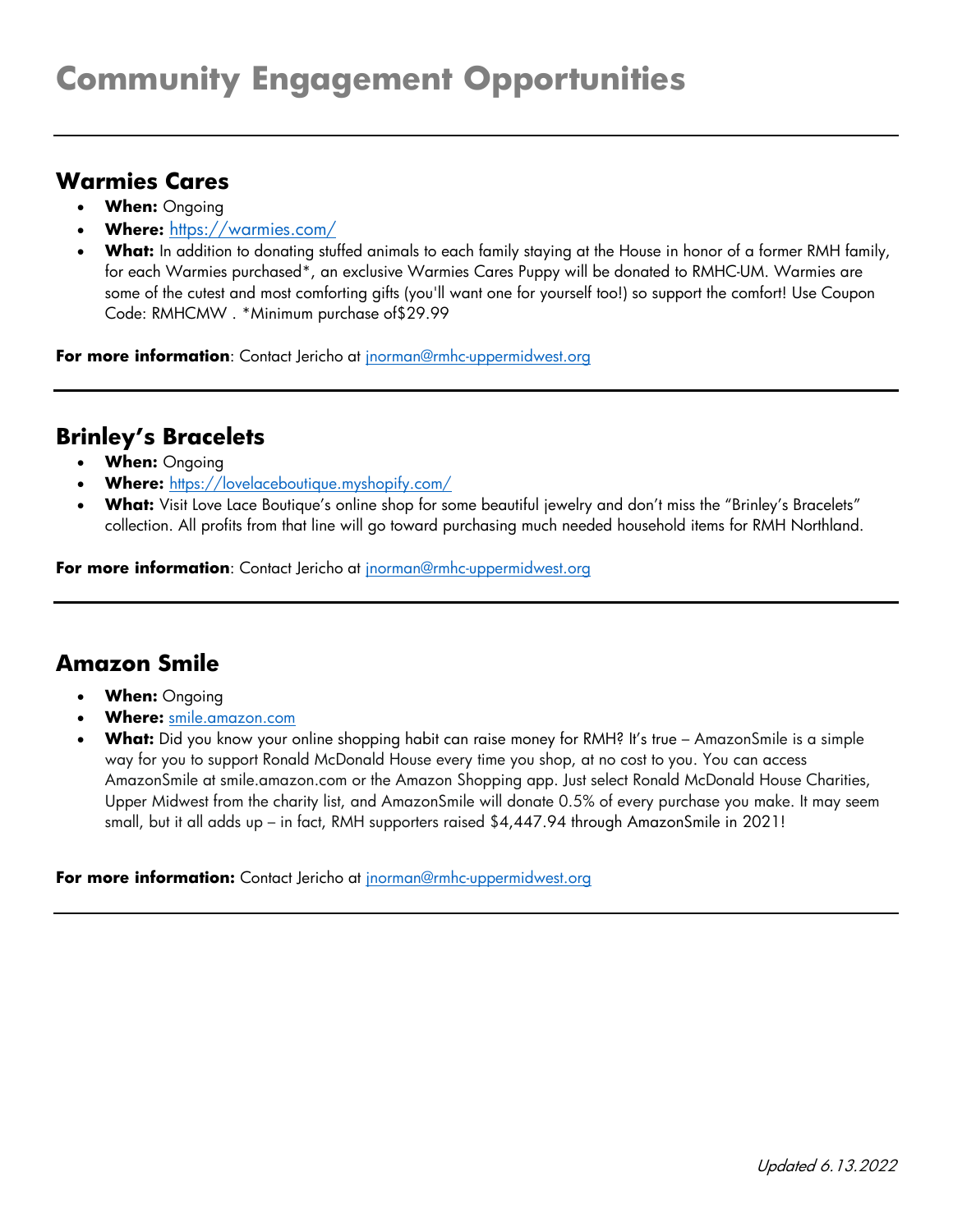# Community Engagement Opportunities

---

## Warmies Cares

- **When:** Ongoing
- **Where:** https://warmies.com/
- **What:** In addition to donating stuffed animals to each family staying at the House in honor of a former RMH family, for each Warmies purchased*, an exclusive Warmies Cares Puppy will be donated to RMHC-UM. Warmies are some of the cutest and most comforting gifts (you'll want one for yourself too!) so support the comfort! Use Coupon Code: RMHCMW . *Minimum purchase of$29.99

**For more information**: Contact Jericho at jnorman@rmhc-uppermidwest.org

---

## Brinley's Bracelets

- **When:** Ongoing
- **Where:** https://lovelaceboutique.myshopify.com/
- **What:** Visit Love Lace Boutique's online shop for some beautiful jewelry and don't miss the "Brinley's Bracelets" collection. All profits from that line will go toward purchasing much needed household items for RMH Northland.

**For more information**: Contact Jericho at jnorman@rmhc-uppermidwest.org

---

## Amazon Smile

- **When:** Ongoing
- **Where:** smile.amazon.com
- **What:** Did you know your online shopping habit can raise money for RMH? It's true – AmazonSmile is a simple way for you to support Ronald McDonald House every time you shop, at no cost to you. You can access AmazonSmile at smile.amazon.com or the Amazon Shopping app. Just select Ronald McDonald House Charities, Upper Midwest from the charity list, and AmazonSmile will donate 0.5% of every purchase you make. It may seem small, but it all adds up – in fact, RMH supporters raised $4,447.94 through AmazonSmile in 2021!

**For more information:** Contact Jericho at jnorman@rmhc-uppermidwest.org

---

*Updated 6.13.2022*